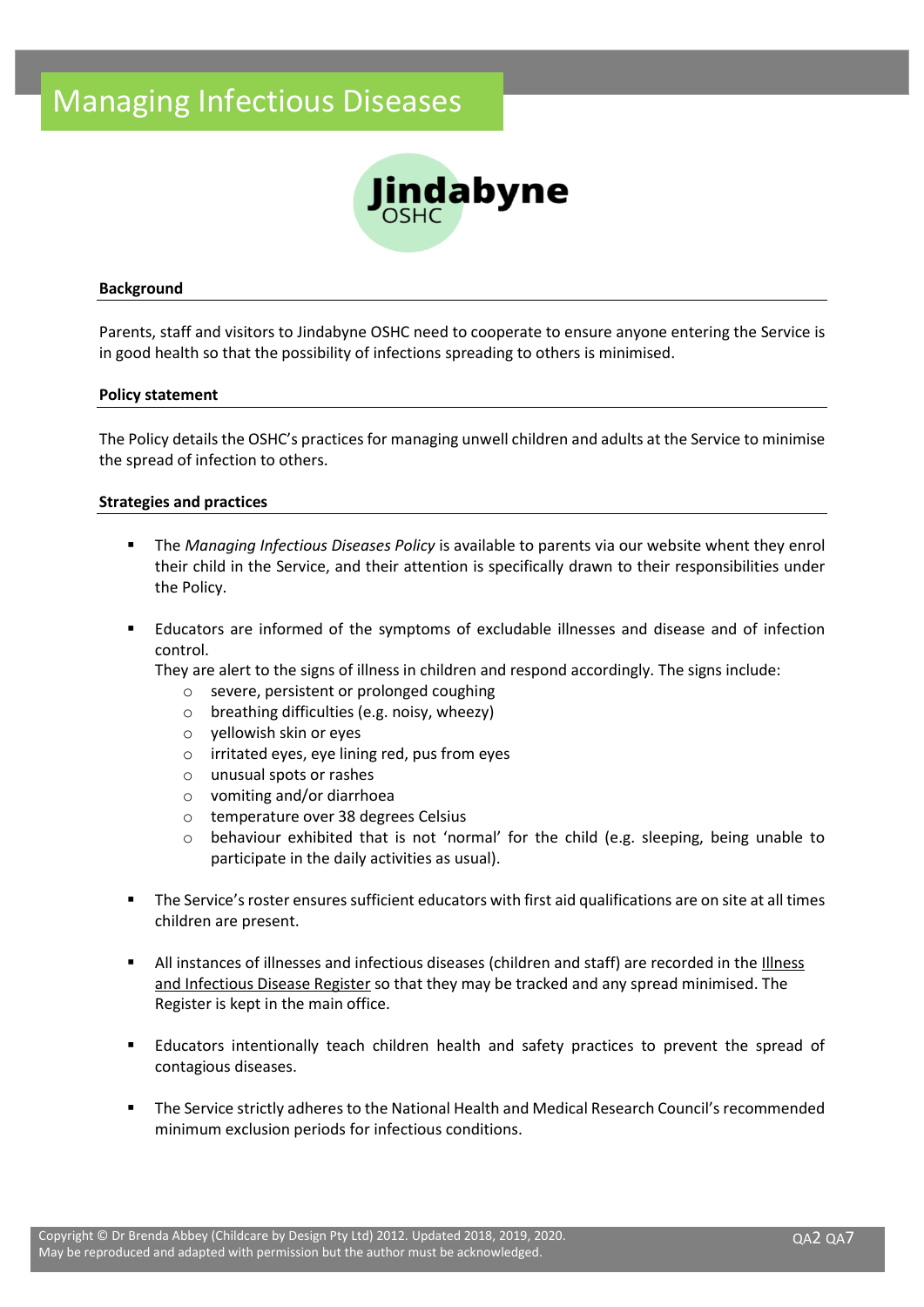# Managing Infectious Diseases

Jindabyne OSHC

### Background

Parents, staff and visitors to Jindabyne OSHC need to cooperate to ensure anyone entering the Service is in good health so that the possibility of infections spreading to others is minimised.

### Policy statement

The Policy details the OSHC's practices for managing unwell children and adults at the Service to minimise the spread of infection to others.

### Strategies and practices

- The *Managing Infectious Diseases Policy* is available to parents via our website whent they enrol their child in the Service, and their attention is specifically drawn to their responsibilities under the Policy.

- Educators are informed of the symptoms of excludable illnesses and disease and of infection control.
  They are alert to the signs of illness in children and respond accordingly. The signs include:
  - severe, persistent or prolonged coughing
  - breathing difficulties (e.g. noisy, wheezy)
  - yellowish skin or eyes
  - irritated eyes, eye lining red, pus from eyes
  - unusual spots or rashes
  - vomiting and/or diarrhoea
  - temperature over 38 degrees Celsius
  - behaviour exhibited that is not 'normal' for the child (e.g. sleeping, being unable to participate in the daily activities as usual).

- The Service's roster ensures sufficient educators with first aid qualifications are on site at all times children are present.

- All instances of illnesses and infectious diseases (children and staff) are recorded in the Illness and Infectious Disease Register so that they may be tracked and any spread minimised. The Register is kept in the main office.

- Educators intentionally teach children health and safety practices to prevent the spread of contagious diseases.

- The Service strictly adheres to the National Health and Medical Research Council's recommended minimum exclusion periods for infectious conditions.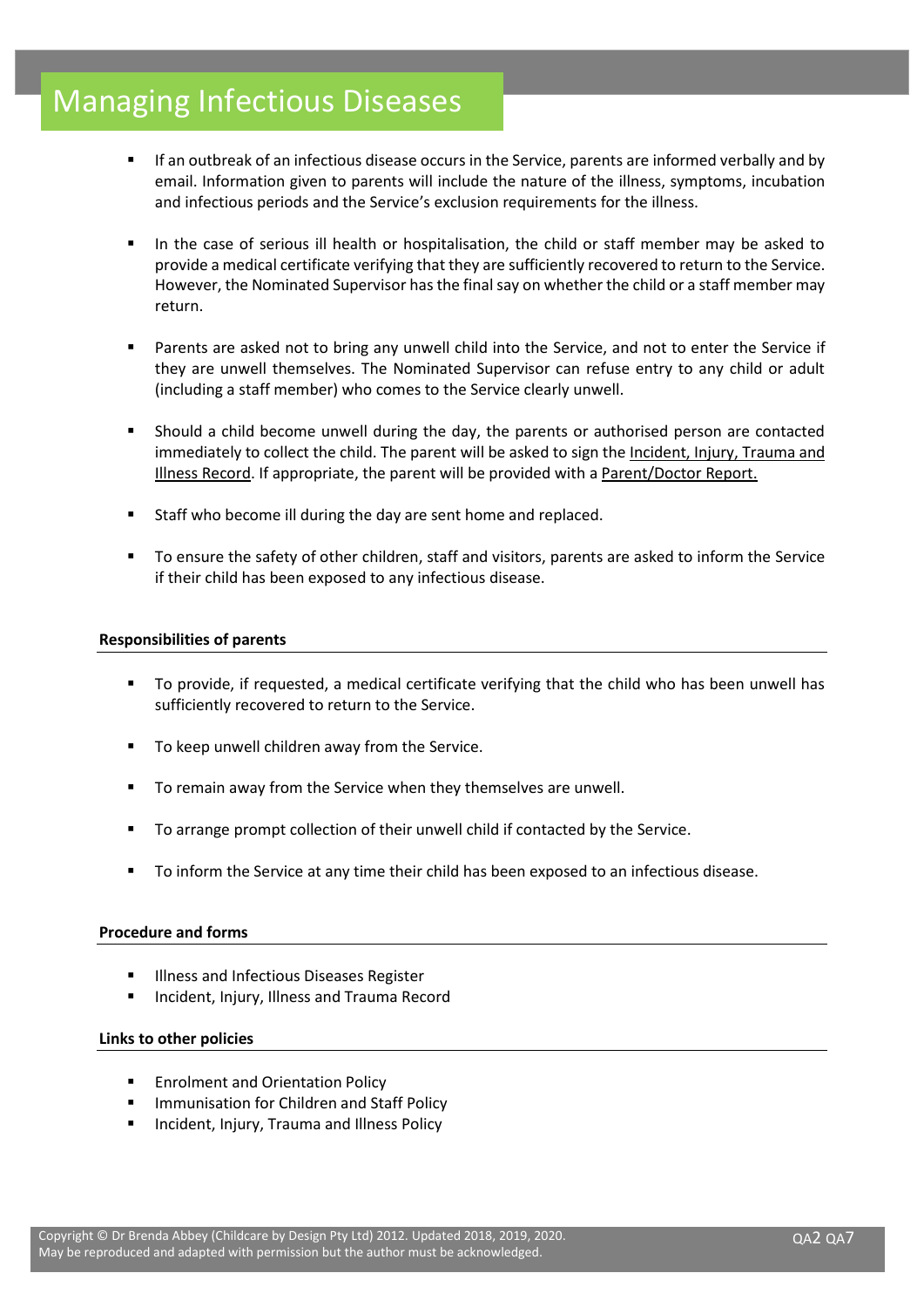# Managing Infectious Diseases

- If an outbreak of an infectious disease occurs in the Service, parents are informed verbally and by email. Information given to parents will include the nature of the illness, symptoms, incubation and infectious periods and the Service's exclusion requirements for the illness.

- In the case of serious ill health or hospitalisation, the child or staff member may be asked to provide a medical certificate verifying that they are sufficiently recovered to return to the Service. However, the Nominated Supervisor has the final say on whether the child or a staff member may return.

- Parents are asked not to bring any unwell child into the Service, and not to enter the Service if they are unwell themselves. The Nominated Supervisor can refuse entry to any child or adult (including a staff member) who comes to the Service clearly unwell.

- Should a child become unwell during the day, the parents or authorised person are contacted immediately to collect the child. The parent will be asked to sign the Incident, Injury, Trauma and Illness Record. If appropriate, the parent will be provided with a Parent/Doctor Report.

- Staff who become ill during the day are sent home and replaced.

- To ensure the safety of other children, staff and visitors, parents are asked to inform the Service if their child has been exposed to any infectious disease.

**Responsibilities of parents**

- To provide, if requested, a medical certificate verifying that the child who has been unwell has sufficiently recovered to return to the Service.

- To keep unwell children away from the Service.

- To remain away from the Service when they themselves are unwell.

- To arrange prompt collection of their unwell child if contacted by the Service.

- To inform the Service at any time their child has been exposed to an infectious disease.

**Procedure and forms**

- Illness and Infectious Diseases Register
- Incident, Injury, Illness and Trauma Record

**Links to other policies**

- Enrolment and Orientation Policy
- Immunisation for Children and Staff Policy
- Incident, Injury, Trauma and Illness Policy

Copyright © Dr Brenda Abbey (Childcare by Design Pty Ltd) 2012. Updated 2018, 2019, 2020.
May be reproduced and adapted with permission but the author must be acknowledged.

QA2 QA7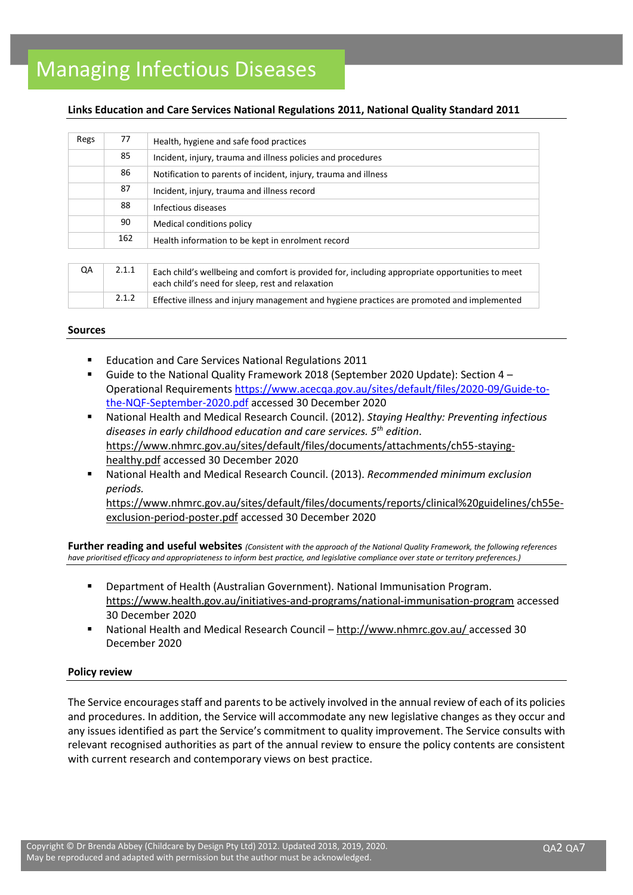# Managing Infectious Diseases

**Links Education and Care Services National Regulations 2011, National Quality Standard 2011**

| Regs | 77 | Health, hygiene and safe food practices |
|---|---|---|
| | 85 | Incident, injury, trauma and illness policies and procedures |
| | 86 | Notification to parents of incident, injury, trauma and illness |
| | 87 | Incident, injury, trauma and illness record |
| | 88 | Infectious diseases |
| | 90 | Medical conditions policy |
| | 162 | Health information to be kept in enrolment record |

| QA | 2.1.1 | Each child's wellbeing and comfort is provided for, including appropriate opportunities to meet each child's need for sleep, rest and relaxation |
|---|---|---|
| | 2.1.2 | Effective illness and injury management and hygiene practices are promoted and implemented |

## Sources

- Education and Care Services National Regulations 2011
- Guide to the National Quality Framework 2018 (September 2020 Update): Section 4 – Operational Requirements https://www.acecqa.gov.au/sites/default/files/2020-09/Guide-to-the-NQF-September-2020.pdf accessed 30 December 2020
- National Health and Medical Research Council. (2012). *Staying Healthy: Preventing infectious diseases in early childhood education and care services. 5th edition*. https://www.nhmrc.gov.au/sites/default/files/documents/attachments/ch55-staying-healthy.pdf accessed 30 December 2020
- National Health and Medical Research Council. (2013). *Recommended minimum exclusion periods.* https://www.nhmrc.gov.au/sites/default/files/documents/reports/clinical%20guidelines/ch55e-exclusion-period-poster.pdf accessed 30 December 2020

## Further reading and useful websites

*(Consistent with the approach of the National Quality Framework, the following references have prioritised efficacy and appropriateness to inform best practice, and legislative compliance over state or territory preferences.)*

- Department of Health (Australian Government). National Immunisation Program. https://www.health.gov.au/initiatives-and-programs/national-immunisation-program accessed 30 December 2020
- National Health and Medical Research Council – http://www.nhmrc.gov.au/ accessed 30 December 2020

## Policy review

The Service encourages staff and parents to be actively involved in the annual review of each of its policies and procedures. In addition, the Service will accommodate any new legislative changes as they occur and any issues identified as part the Service's commitment to quality improvement. The Service consults with relevant recognised authorities as part of the annual review to ensure the policy contents are consistent with current research and contemporary views on best practice.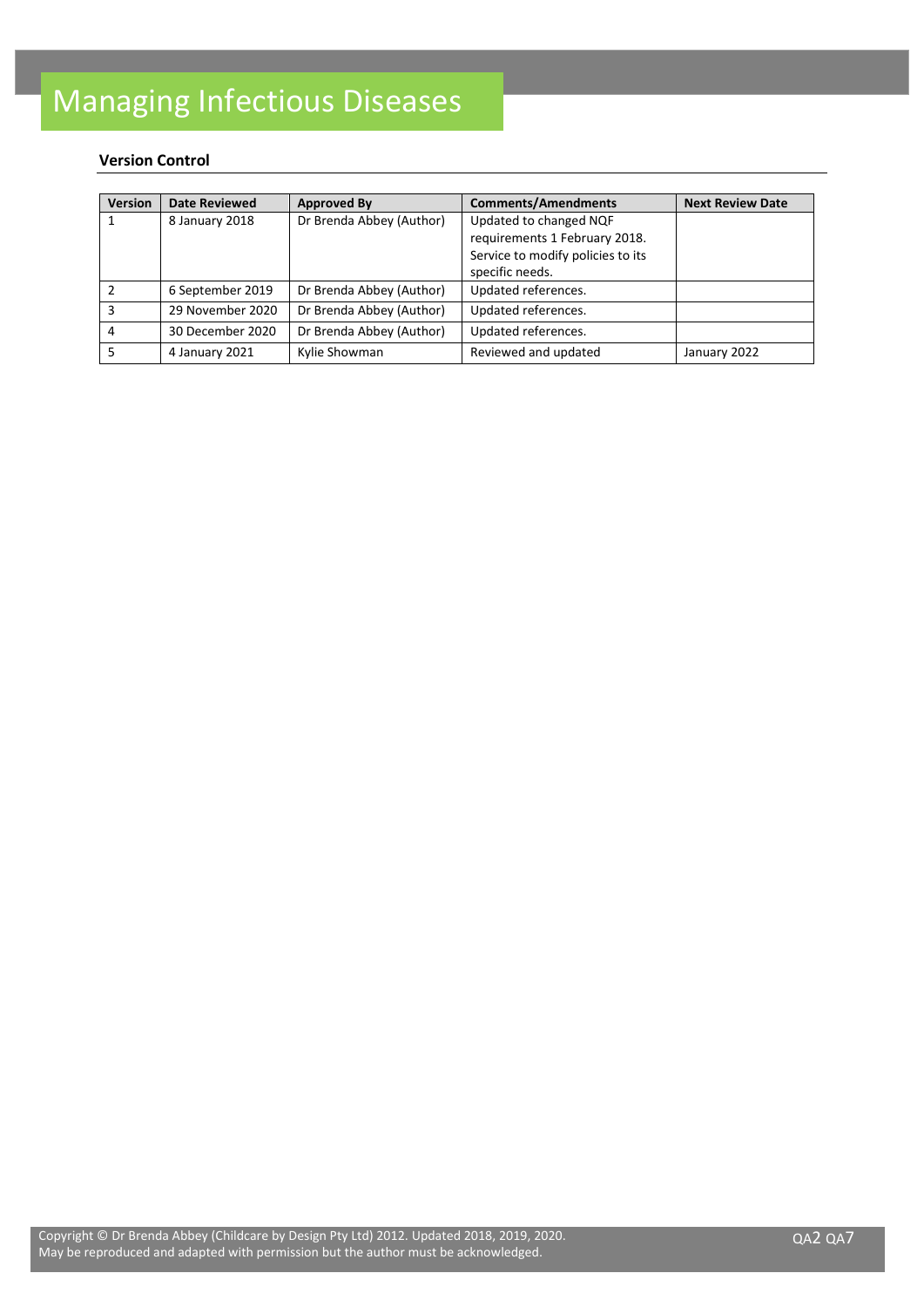# Managing Infectious Diseases

**Version Control**

| Version | Date Reviewed | Approved By | Comments/Amendments | Next Review Date |
|---|---|---|---|---|
| 1 | 8 January 2018 | Dr Brenda Abbey (Author) | Updated to changed NQF requirements 1 February 2018. Service to modify policies to its specific needs. | |
| 2 | 6 September 2019 | Dr Brenda Abbey (Author) | Updated references. | |
| 3 | 29 November 2020 | Dr Brenda Abbey (Author) | Updated references. | |
| 4 | 30 December 2020 | Dr Brenda Abbey (Author) | Updated references. | |
| 5 | 4 January 2021 | Kylie Showman | Reviewed and updated | January 2022 |